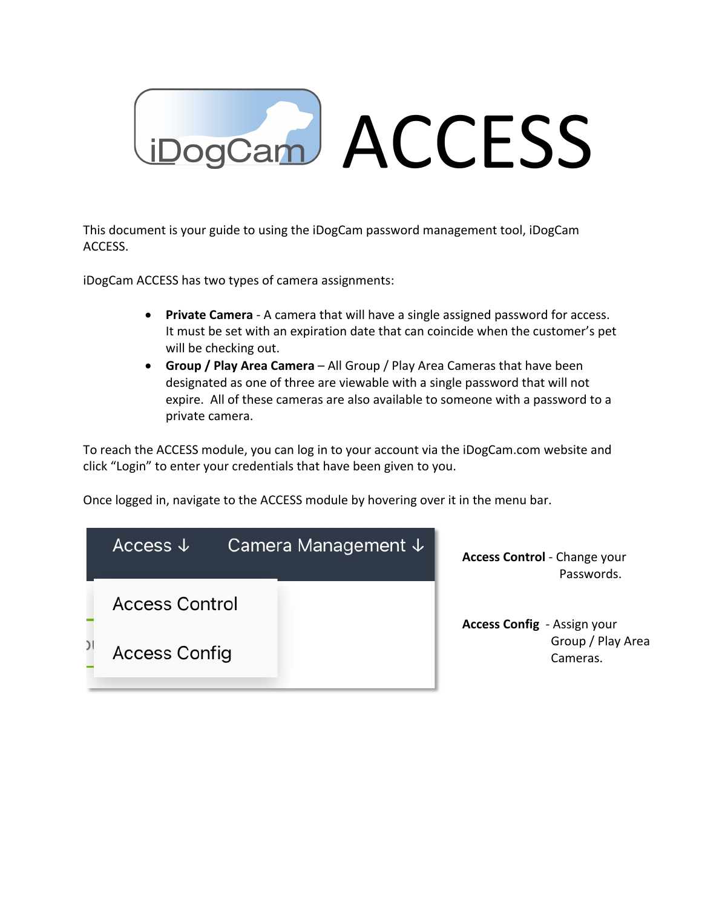# iDogCam ACCESS

This document is your guide to using the iDogCam password management tool, iDogCam ACCESS.

iDogCam ACCESS has two types of camera assignments:

- **Private Camera** - A camera that will have a single assigned password for access. It must be set with an expiration date that can coincide when the customer's pet will be checking out.
- **Group / Play Area Camera** – All Group / Play Area Cameras that have been designated as one of three are viewable with a single password that will not expire. All of these cameras are also available to someone with a password to a private camera.

To reach the ACCESS module, you can log in to your account via the iDogCam.com website and click "Login" to enter your credentials that have been given to you.

Once logged in, navigate to the ACCESS module by hovering over it in the menu bar.

Access ↓ &nbsp;&nbsp; Camera Management ↓

- Access Control
- Access Config

**Access Control** - Change your Passwords.

**Access Config** - Assign your Group / Play Area Cameras.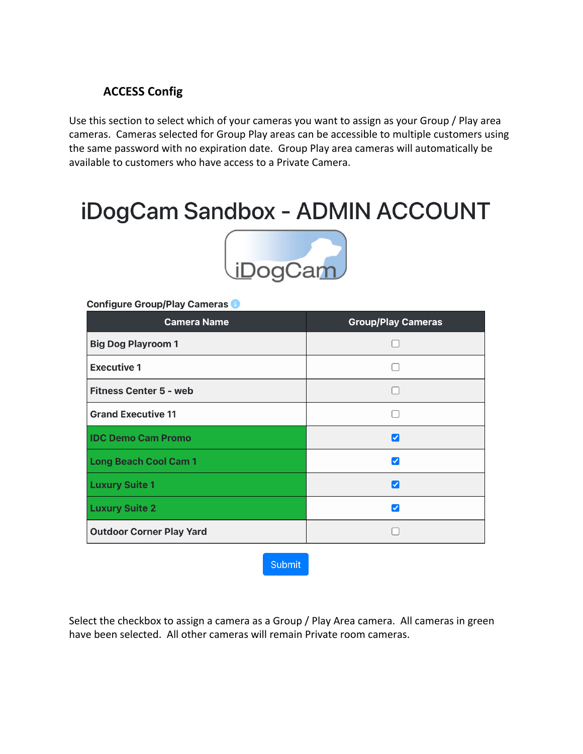### ACCESS Config

Use this section to select which of your cameras you want to assign as your Group / Play area cameras. Cameras selected for Group Play areas can be accessible to multiple customers using the same password with no expiration date. Group Play area cameras will automatically be available to customers who have access to a Private Camera.

# iDogCam Sandbox - ADMIN ACCOUNT

**Configure Group/Play Cameras**

| Camera Name | Group/Play Cameras |
|---|---|
| Big Dog Playroom 1 | ☐ |
| Executive 1 | ☐ |
| Fitness Center 5 - web | ☐ |
| Grand Executive 11 | ☐ |
| IDC Demo Cam Promo | ☑ |
| Long Beach Cool Cam 1 | ☑ |
| Luxury Suite 1 | ☑ |
| Luxury Suite 2 | ☑ |
| Outdoor Corner Play Yard | ☐ |

Submit

Select the checkbox to assign a camera as a Group / Play Area camera. All cameras in green have been selected. All other cameras will remain Private room cameras.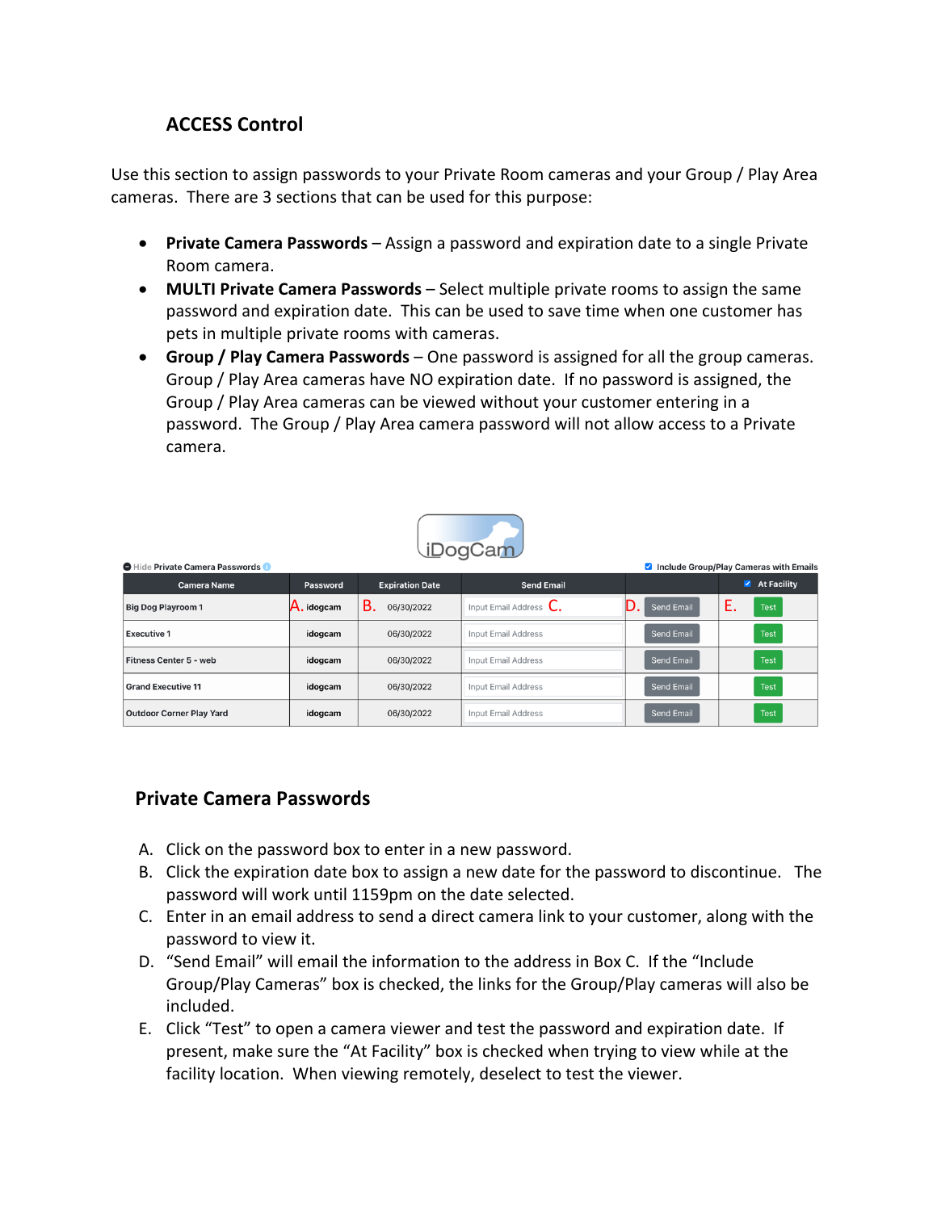## ACCESS Control

Use this section to assign passwords to your Private Room cameras and your Group / Play Area cameras. There are 3 sections that can be used for this purpose:

- **Private Camera Passwords** – Assign a password and expiration date to a single Private Room camera.
- **MULTI Private Camera Passwords** – Select multiple private rooms to assign the same password and expiration date. This can be used to save time when one customer has pets in multiple private rooms with cameras.
- **Group / Play Camera Passwords** – One password is assigned for all the group cameras. Group / Play Area cameras have NO expiration date. If no password is assigned, the Group / Play Area cameras can be viewed without your customer entering in a password. The Group / Play Area camera password will not allow access to a Private camera.

iDogCam

Hide Private Camera Passwords

☑ Include Group/Play Cameras with Emails

| Camera Name | Password | Expiration Date | Send Email | | ☑ At Facility |
|---|---|---|---|---|---|
| Big Dog Playroom 1 | A. idogcam | B. 06/30/2022 | Input Email Address C. | D. Send Email | E. Test |
| Executive 1 | idogcam | 06/30/2022 | Input Email Address | Send Email | Test |
| Fitness Center 5 - web | idogcam | 06/30/2022 | Input Email Address | Send Email | Test |
| Grand Executive 11 | idogcam | 06/30/2022 | Input Email Address | Send Email | Test |
| Outdoor Corner Play Yard | idogcam | 06/30/2022 | Input Email Address | Send Email | Test |

## Private Camera Passwords

A. Click on the password box to enter in a new password.
B. Click the expiration date box to assign a new date for the password to discontinue. The password will work until 1159pm on the date selected.
C. Enter in an email address to send a direct camera link to your customer, along with the password to view it.
D. "Send Email" will email the information to the address in Box C. If the "Include Group/Play Cameras" box is checked, the links for the Group/Play cameras will also be included.
E. Click "Test" to open a camera viewer and test the password and expiration date. If present, make sure the "At Facility" box is checked when trying to view while at the facility location. When viewing remotely, deselect to test the viewer.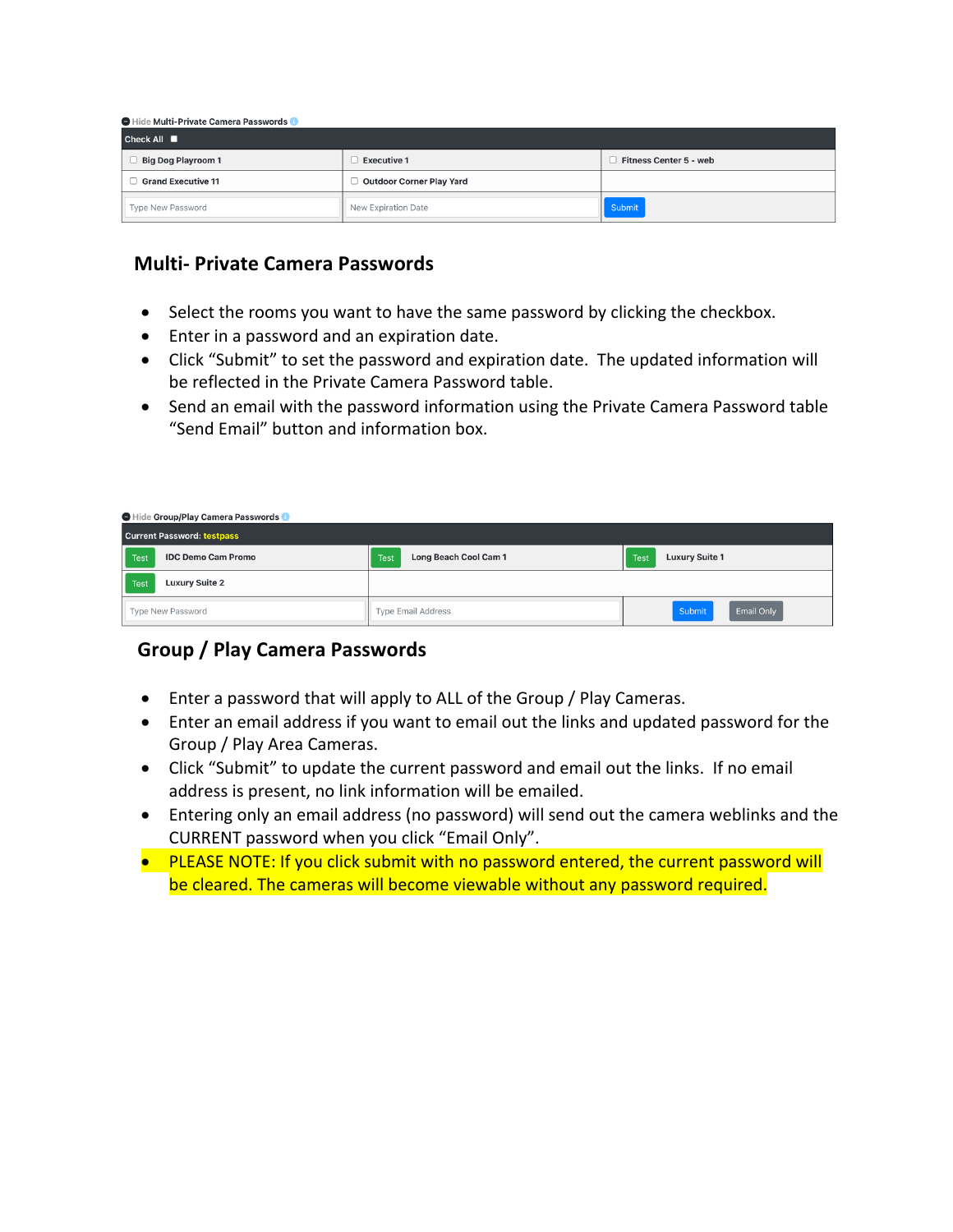Hide Multi-Private Camera Passwords

| Check All | | |
|---|---|---|
| ☐ Big Dog Playroom 1 | ☐ Executive 1 | ☐ Fitness Center 5 - web |
| ☐ Grand Executive 11 | ☐ Outdoor Corner Play Yard | |
| Type New Password | New Expiration Date | Submit |

## Multi- Private Camera Passwords

- Select the rooms you want to have the same password by clicking the checkbox.
- Enter in a password and an expiration date.
- Click "Submit" to set the password and expiration date. The updated information will be reflected in the Private Camera Password table.
- Send an email with the password information using the Private Camera Password table "Send Email" button and information box.

Hide Group/Play Camera Passwords

| Current Password: testpass | | |
|---|---|---|
| Test IDC Demo Cam Promo | Test Long Beach Cool Cam 1 | Test Luxury Suite 1 |
| Test Luxury Suite 2 | | |
| Type New Password | Type Email Address | Submit Email Only |

## Group / Play Camera Passwords

- Enter a password that will apply to ALL of the Group / Play Cameras.
- Enter an email address if you want to email out the links and updated password for the Group / Play Area Cameras.
- Click "Submit" to update the current password and email out the links. If no email address is present, no link information will be emailed.
- Entering only an email address (no password) will send out the camera weblinks and the CURRENT password when you click "Email Only".
- PLEASE NOTE: If you click submit with no password entered, the current password will be cleared. The cameras will become viewable without any password required.